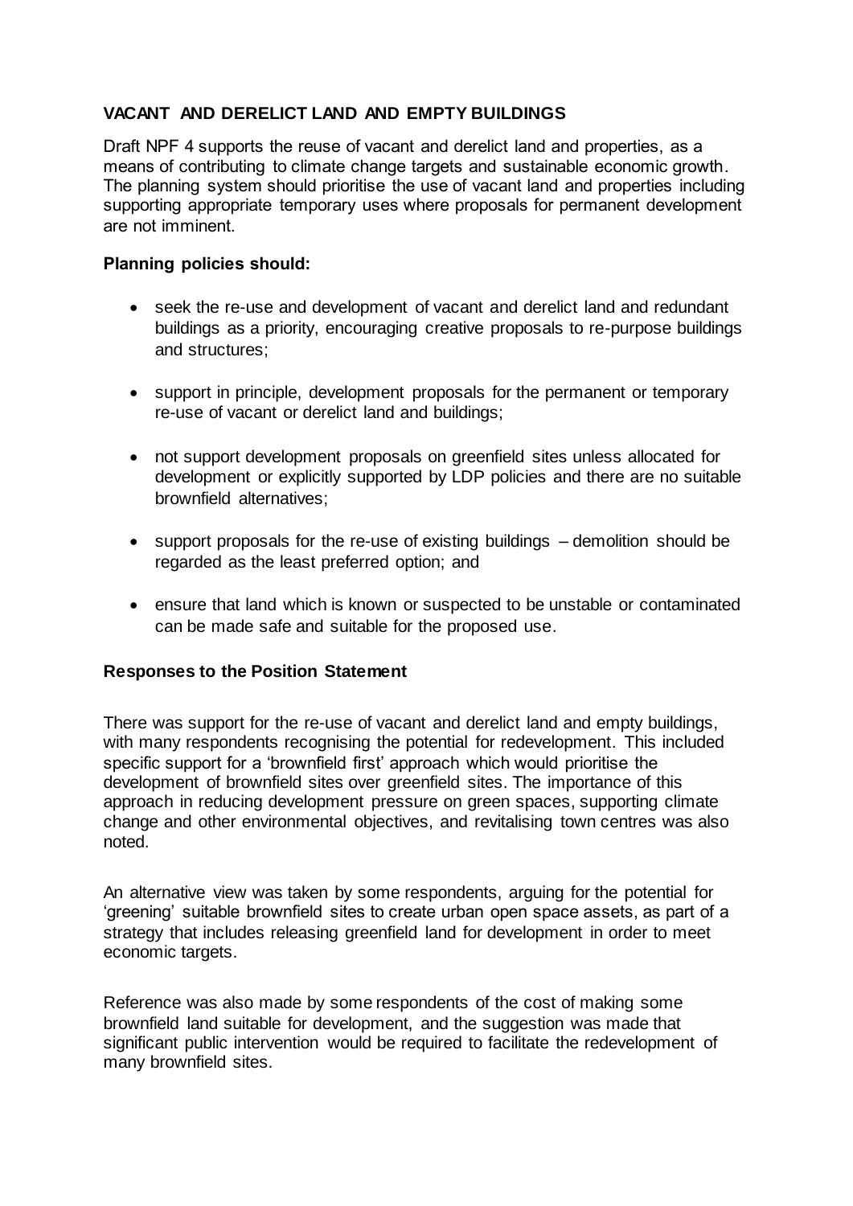## VACANT AND DERELICT LAND AND EMPTY BUILDINGS

Draft NPF 4 supports the reuse of vacant and derelict land and properties, as a means of contributing to climate change targets and sustainable economic growth. The planning system should prioritise the use of vacant land and properties including supporting appropriate temporary uses where proposals for permanent development are not imminent.

### Planning policies should:

- seek the re-use and development of vacant and derelict land and redundant buildings as a priority, encouraging creative proposals to re-purpose buildings and structures;
- support in principle, development proposals for the permanent or temporary re-use of vacant or derelict land and buildings;
- not support development proposals on greenfield sites unless allocated for development or explicitly supported by LDP policies and there are no suitable brownfield alternatives;
- support proposals for the re-use of existing buildings – demolition should be regarded as the least preferred option; and
- ensure that land which is known or suspected to be unstable or contaminated can be made safe and suitable for the proposed use.

### Responses to the Position Statement

There was support for the re-use of vacant and derelict land and empty buildings, with many respondents recognising the potential for redevelopment. This included specific support for a 'brownfield first' approach which would prioritise the development of brownfield sites over greenfield sites. The importance of this approach in reducing development pressure on green spaces, supporting climate change and other environmental objectives, and revitalising town centres was also noted.

An alternative view was taken by some respondents, arguing for the potential for 'greening' suitable brownfield sites to create urban open space assets, as part of a strategy that includes releasing greenfield land for development in order to meet economic targets.

Reference was also made by some respondents of the cost of making some brownfield land suitable for development, and the suggestion was made that significant public intervention would be required to facilitate the redevelopment of many brownfield sites.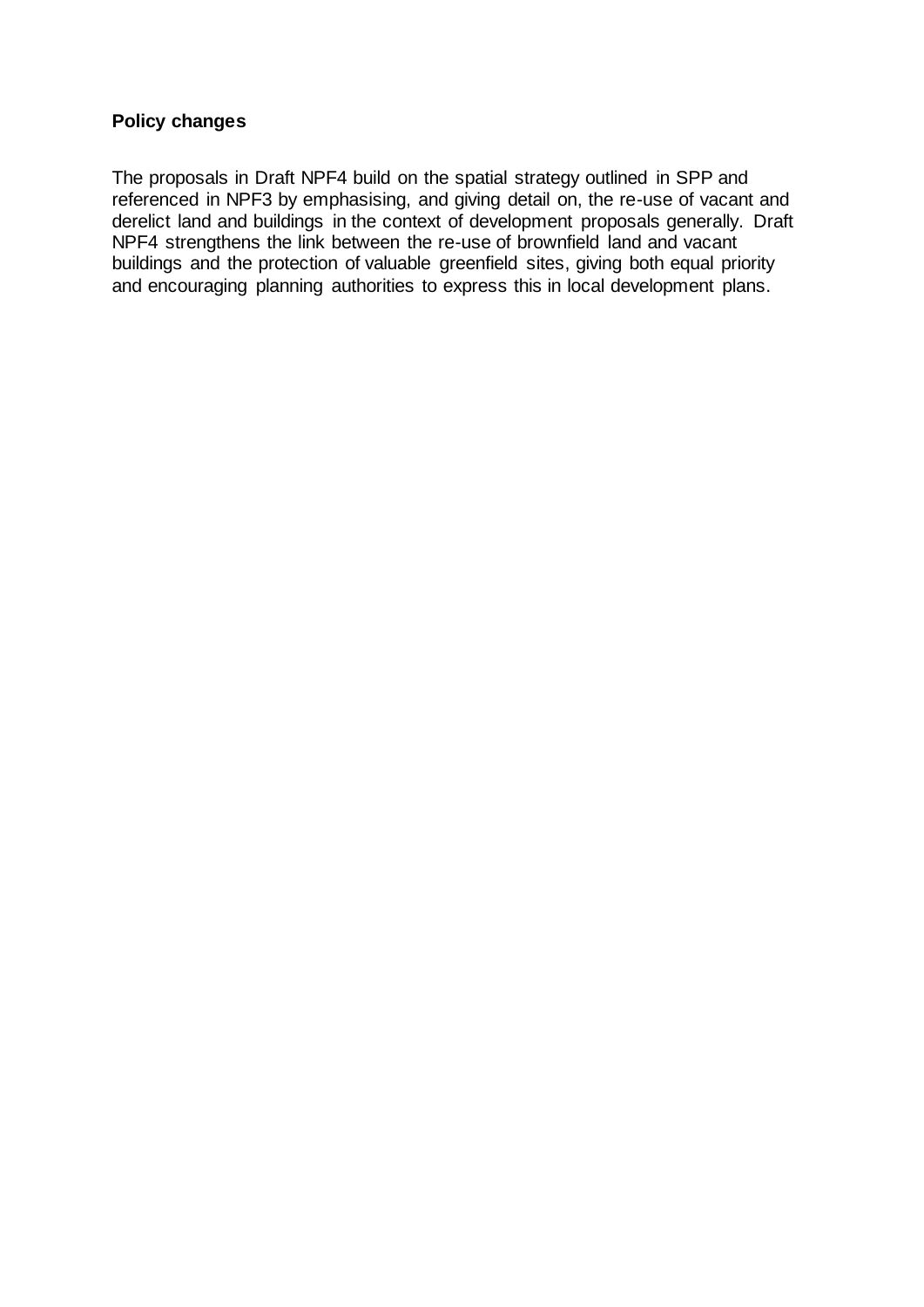**Policy changes**

The proposals in Draft NPF4 build on the spatial strategy outlined in SPP and referenced in NPF3 by emphasising, and giving detail on, the re-use of vacant and derelict land and buildings in the context of development proposals generally. Draft NPF4 strengthens the link between the re-use of brownfield land and vacant buildings and the protection of valuable greenfield sites, giving both equal priority and encouraging planning authorities to express this in local development plans.